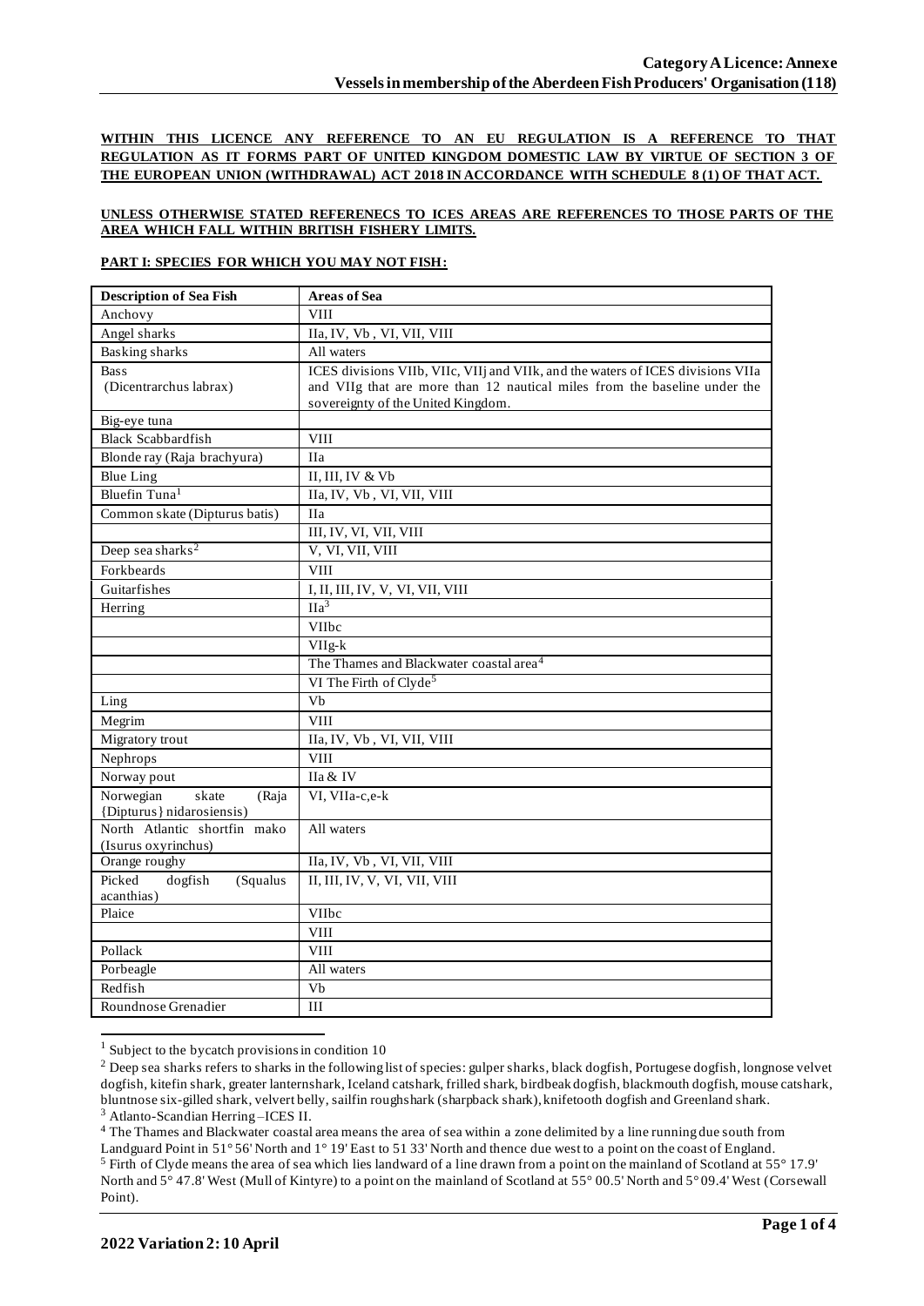**WITHIN THIS LICENCE ANY REFERENCE TO AN EU REGULATION IS A REFERENCE TO THAT REGULATION AS IT FORMS PART OF UNITED KINGDOM DOMESTIC LAW BY VIRTUE OF SECTION 3 OF THE EUROPEAN UNION (WITHDRAWAL) ACT 2018 IN ACCORDANCE WITH SCHEDULE 8 (1) OF THAT ACT.**

**UNLESS OTHERWISE STATED REFERENECS TO ICES AREAS ARE REFERENCES TO THOSE PARTS OF THE AREA WHICH FALL WITHIN BRITISH FISHERY LIMITS.**

**PART I: SPECIES FOR WHICH YOU MAY NOT FISH:**

| Description of Sea Fish | Areas of Sea |
|---|---|
| Anchovy | VIII |
| Angel sharks | IIa, IV, Vb , VI, VII, VIII |
| Basking sharks | All waters |
| Bass (Dicentrarchus labrax) | ICES divisions VIIb, VIIc, VIIj and VIIk, and the waters of ICES divisions VIIa and VIIg that are more than 12 nautical miles from the baseline under the sovereignty of the United Kingdom. |
| Big-eye tuna | |
| Black Scabbardfish | VIII |
| Blonde ray (Raja brachyura) | IIa |
| Blue Ling | II, III, IV & Vb |
| Bluefin Tuna[1] | IIa, IV, Vb , VI, VII, VIII |
| Common skate (Dipturus batis) | IIa |
| | III, IV, VI, VII, VIII |
| Deep sea sharks[2] | V, VI, VII, VIII |
| Forkbeards | VIII |
| Guitarfishes | I, II, III, IV, V, VI, VII, VIII |
| Herring | IIa[3] |
| | VIIbc |
| | VIIg-k |
| | The Thames and Blackwater coastal area[4] |
| | VI The Firth of Clyde[5] |
| Ling | Vb |
| Megrim | VIII |
| Migratory trout | IIa, IV, Vb , VI, VII, VIII |
| Nephrops | VIII |
| Norway pout | IIa & IV |
| Norwegian skate (Raja {Dipturus} nidarosiensis) | VI, VIIa-c,e-k |
| North Atlantic shortfin mako (Isurus oxyrinchus) | All waters |
| Orange roughy | IIa, IV, Vb , VI, VII, VIII |
| Picked dogfish (Squalus acanthias) | II, III, IV, V, VI, VII, VIII |
| Plaice | VIIbc |
| | VIII |
| Pollack | VIII |
| Porbeagle | All waters |
| Redfish | Vb |
| Roundnose Grenadier | III |

[1] Subject to the bycatch provisions in condition 10

[2] Deep sea sharks refers to sharks in the following list of species: gulper sharks, black dogfish, Portugese dogfish, longnose velvet dogfish, kitefin shark, greater lanternshark, Iceland catshark, frilled shark, birdbeak dogfish, blackmouth dogfish, mouse catshark, bluntnose six-gilled shark, velvert belly, sailfin roughshark (sharpback shark), knifetooth dogfish and Greenland shark.

[3] Atlanto-Scandian Herring –ICES II.

[4] The Thames and Blackwater coastal area means the area of sea within a zone delimited by a line running due south from Landguard Point in 51° 56' North and 1° 19' East to 51 33' North and thence due west to a point on the coast of England.

[5] Firth of Clyde means the area of sea which lies landward of a line drawn from a point on the mainland of Scotland at 55° 17.9' North and 5° 47.8' West (Mull of Kintyre) to a point on the mainland of Scotland at 55° 00.5' North and 5° 09.4' West (Corsewall Point).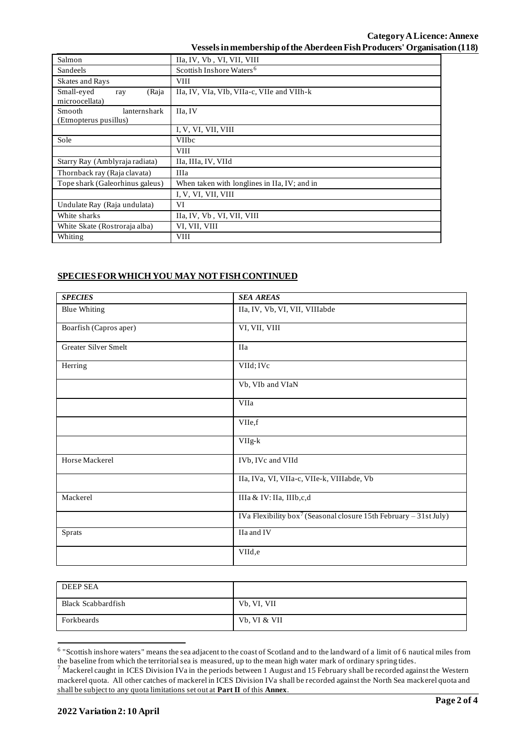| | |
|---|---|
| Salmon | IIa, IV, Vb , VI, VII, VIII |
| Sandeels | Scottish Inshore Waters[6] |
| Skates and Rays | VIII |
| Small-eyed ray (Raja microocellata) | IIa, IV, VIa, VIb, VIIa-c, VIIe and VIIh-k |
| Smooth lanternshark (Etmopterus pusillus) | IIa, IV |
| | I, V, VI, VII, VIII |
| Sole | VIIbc |
| | VIII |
| Starry Ray (Amblyraja radiata) | IIa, IIIa, IV, VIId |
| Thornback ray (Raja clavata) | IIIa |
| Tope shark (Galeorhinus galeus) | When taken with longlines in IIa, IV; and in |
| | I, V, VI, VII, VIII |
| Undulate Ray (Raja undulata) | VI |
| White sharks | IIa, IV, Vb , VI, VII, VIII |
| White Skate (Rostroraja alba) | VI, VII, VIII |
| Whiting | VIII |

## SPECIES FOR WHICH YOU MAY NOT FISH CONTINUED

| *SPECIES* | *SEA AREAS* |
|---|---|
| Blue Whiting | IIa, IV, Vb, VI, VII, VIIIabde |
| Boarfish (Capros aper) | VI, VII, VIII |
| Greater Silver Smelt | IIa |
| Herring | VIId; IVc |
| | Vb, VIb and VIaN |
| | VIIa |
| | VIIe,f |
| | VIIg-k |
| Horse Mackerel | IVb, IVc and VIId |
| | IIa, IVa, VI, VIIa-c, VIIe-k, VIIIabde, Vb |
| Mackerel | IIIa & IV: IIa, IIIb,c,d |
| | IVa Flexibility box[7] (Seasonal closure 15th February – 31st July) |
| Sprats | IIa and IV |
| | VIId,e |

| DEEP SEA | |
|---|---|
| Black Scabbardfish | Vb, VI, VII |
| Forkbeards | Vb, VI & VII |

[6] "Scottish inshore waters" means the sea adjacent to the coast of Scotland and to the landward of a limit of 6 nautical miles from the baseline from which the territorial sea is measured, up to the mean high water mark of ordinary spring tides.

[7] Mackerel caught in ICES Division IVa in the periods between 1 August and 15 February shall be recorded against the Western mackerel quota. All other catches of mackerel in ICES Division IVa shall be recorded against the North Sea mackerel quota and shall be subject to any quota limitations set out at **Part II** of this **Annex**.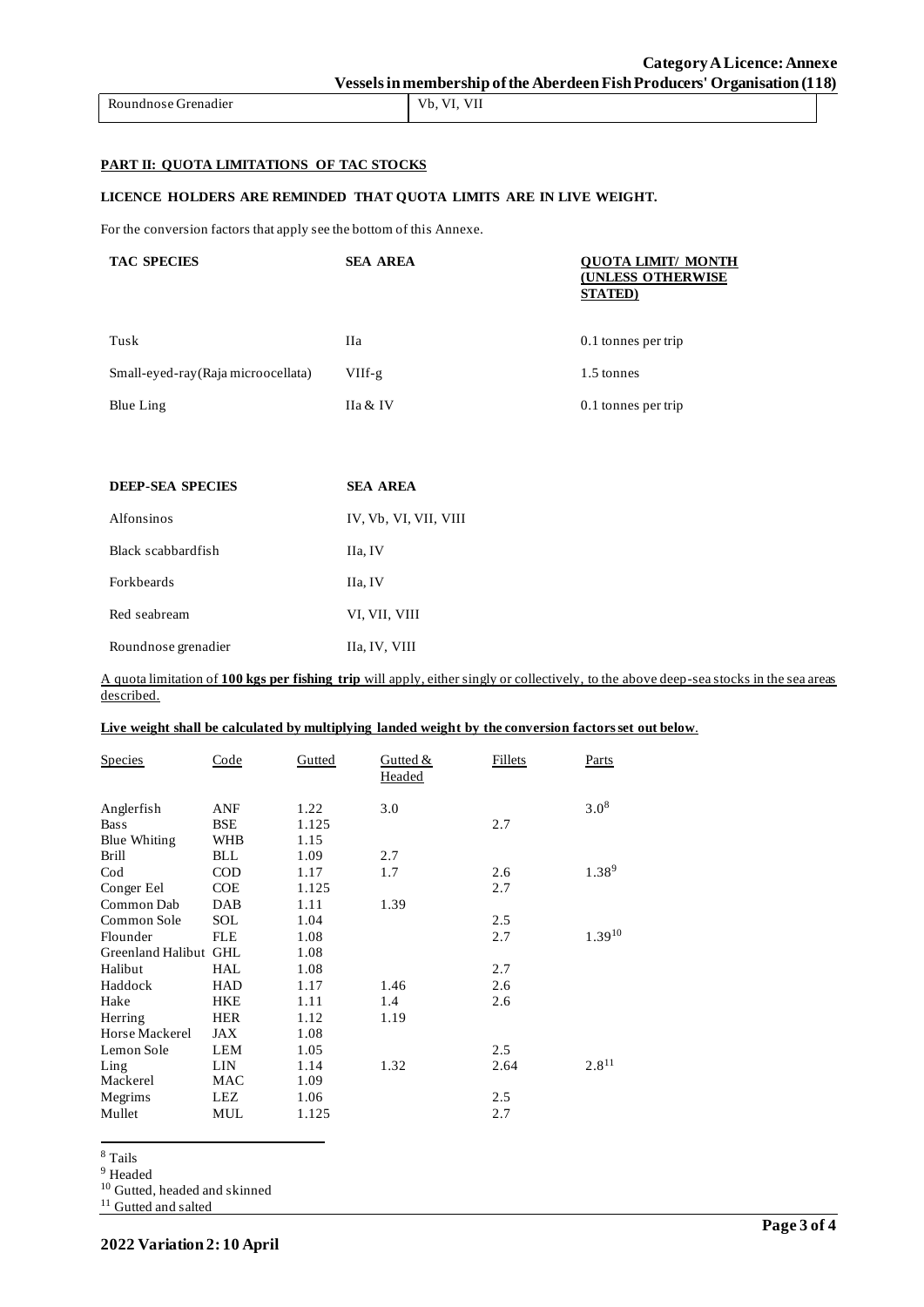| Roundnose Grenadier | Vb, VI, VII |
|---|---|

## PART II: QUOTA LIMITATIONS OF TAC STOCKS

**LICENCE HOLDERS ARE REMINDED THAT QUOTA LIMITS ARE IN LIVE WEIGHT.**

For the conversion factors that apply see the bottom of this Annexe.

| TAC SPECIES | SEA AREA | QUOTA LIMIT/ MONTH (UNLESS OTHERWISE STATED) |
|---|---|---|
| Tusk | IIa | 0.1 tonnes per trip |
| Small-eyed-ray (Raja microocellata) | VIIf-g | 1.5 tonnes |
| Blue Ling | IIa & IV | 0.1 tonnes per trip |

| DEEP-SEA SPECIES | SEA AREA |
|---|---|
| Alfonsinos | IV, Vb, VI, VII, VIII |
| Black scabbardfish | IIa, IV |
| Forkbeards | IIa, IV |
| Red seabream | VI, VII, VIII |
| Roundnose grenadier | IIa, IV, VIII |

A quota limitation of **100 kgs per fishing trip** will apply, either singly or collectively, to the above deep-sea stocks in the sea areas described.

**Live weight shall be calculated by multiplying landed weight by the conversion factors set out below.**

| Species | Code | Gutted | Gutted & Headed | Fillets | Parts |
|---|---|---|---|---|---|
| Anglerfish | ANF | 1.22 | 3.0 | | 3.0[8] |
| Bass | BSE | 1.125 | | 2.7 | |
| Blue Whiting | WHB | 1.15 | | | |
| Brill | BLL | 1.09 | 2.7 | | |
| Cod | COD | 1.17 | 1.7 | 2.6 | 1.38[9] |
| Conger Eel | COE | 1.125 | | 2.7 | |
| Common Dab | DAB | 1.11 | 1.39 | | |
| Common Sole | SOL | 1.04 | | 2.5 | |
| Flounder | FLE | 1.08 | | 2.7 | 1.39[10] |
| Greenland Halibut | GHL | 1.08 | | | |
| Halibut | HAL | 1.08 | | 2.7 | |
| Haddock | HAD | 1.17 | 1.46 | 2.6 | |
| Hake | HKE | 1.11 | 1.4 | 2.6 | |
| Herring | HER | 1.12 | 1.19 | | |
| Horse Mackerel | JAX | 1.08 | | | |
| Lemon Sole | LEM | 1.05 | | 2.5 | |
| Ling | LIN | 1.14 | 1.32 | 2.64 | 2.8[11] |
| Mackerel | MAC | 1.09 | | | |
| Megrims | LEZ | 1.06 | | 2.5 | |
| Mullet | MUL | 1.125 | | 2.7 | |

[8] Tails

[9] Headed

[10] Gutted, headed and skinned

[11] Gutted and salted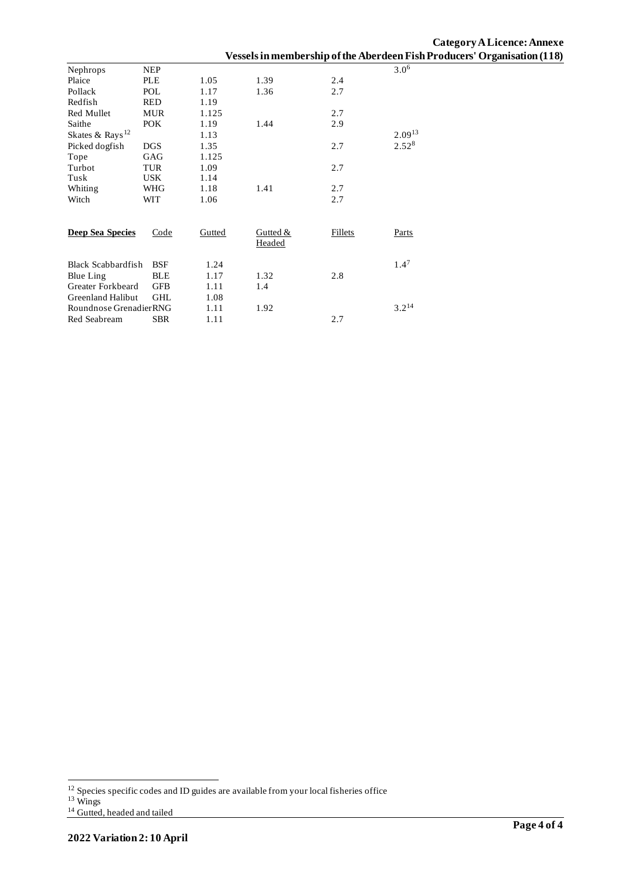| | | | | | |
|---|---|---|---|---|---|
| Nephrops | NEP | | | | 3.0[6] |
| Plaice | PLE | 1.05 | 1.39 | 2.4 | |
| Pollack | POL | 1.17 | 1.36 | 2.7 | |
| Redfish | RED | 1.19 | | | |
| Red Mullet | MUR | 1.125 | | 2.7 | |
| Saithe | POK | 1.19 | 1.44 | 2.9 | |
| Skates & Rays[12] | | 1.13 | | | 2.09[13] |
| Picked dogfish | DGS | 1.35 | | 2.7 | 2.52[8] |
| Tope | GAG | 1.125 | | | |
| Turbot | TUR | 1.09 | | 2.7 | |
| Tusk | USK | 1.14 | | | |
| Whiting | WHG | 1.18 | 1.41 | 2.7 | |
| Witch | WIT | 1.06 | | 2.7 | |

| **Deep Sea Species** | Code | Gutted | Gutted & Headed | Fillets | Parts |
|---|---|---|---|---|---|
| Black Scabbardfish | BSF | 1.24 | | | 1.4[7] |
| Blue Ling | BLE | 1.17 | 1.32 | 2.8 | |
| Greater Forkbeard | GFB | 1.11 | 1.4 | | |
| Greenland Halibut | GHL | 1.08 | | | |
| Roundnose Grenadier | RNG | 1.11 | 1.92 | | 3.2[14] |
| Red Seabream | SBR | 1.11 | | 2.7 | |

[12] Species specific codes and ID guides are available from your local fisheries office

[13] Wings

[14] Gutted, headed and tailed